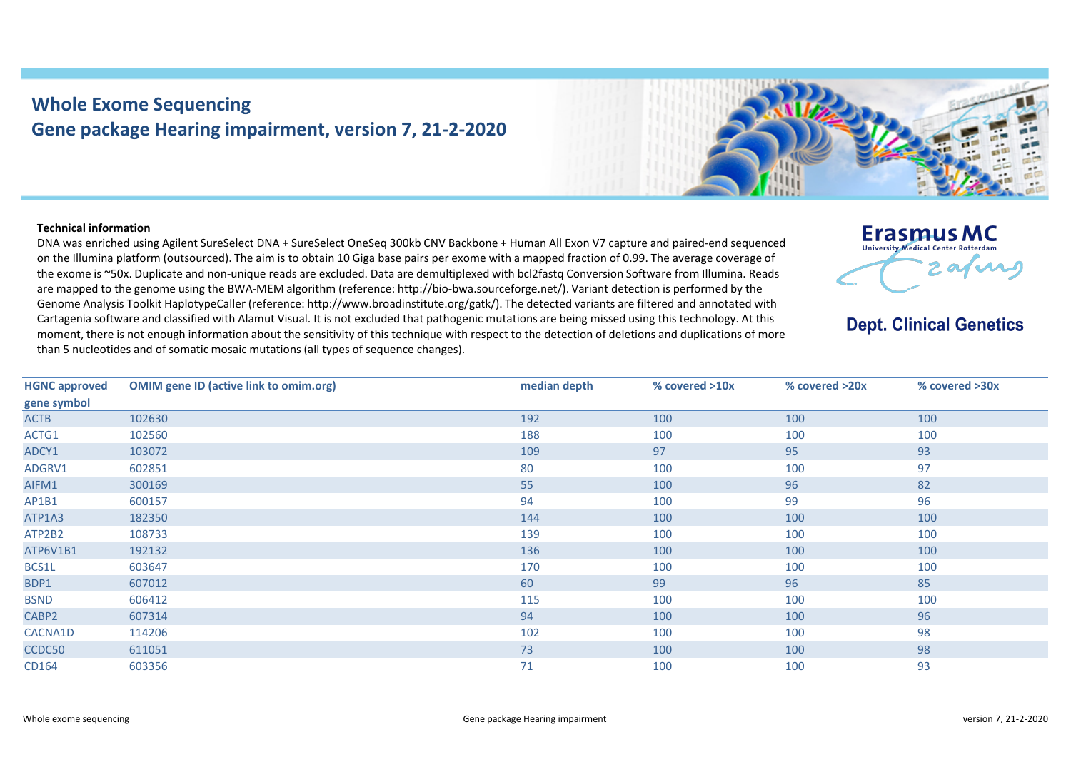# Whole Exome Sequencing
## Gene package Hearing impairment, version 7, 21-2-2020

Erasmus MC
University Medical Center Rotterdam

**Dept. Clinical Genetics**

**Technical information**

DNA was enriched using Agilent SureSelect DNA + SureSelect OneSeq 300kb CNV Backbone + Human All Exon V7 capture and paired-end sequenced on the Illumina platform (outsourced). The aim is to obtain 10 Giga base pairs per exome with a mapped fraction of 0.99. The average coverage of the exome is ~50x. Duplicate and non-unique reads are excluded. Data are demultiplexed with bcl2fastq Conversion Software from Illumina. Reads are mapped to the genome using the BWA-MEM algorithm (reference: http://bio-bwa.sourceforge.net/). Variant detection is performed by the Genome Analysis Toolkit HaplotypeCaller (reference: http://www.broadinstitute.org/gatk/). The detected variants are filtered and annotated with Cartagenia software and classified with Alamut Visual. It is not excluded that pathogenic mutations are being missed using this technology. At this moment, there is not enough information about the sensitivity of this technique with respect to the detection of deletions and duplications of more than 5 nucleotides and of somatic mosaic mutations (all types of sequence changes).

| HGNC approved gene symbol | OMIM gene ID (active link to omim.org) | median depth | % covered >10x | % covered >20x | % covered >30x |
|---|---|---|---|---|---|
| ACTB | 102630 | 192 | 100 | 100 | 100 |
| ACTG1 | 102560 | 188 | 100 | 100 | 100 |
| ADCY1 | 103072 | 109 | 97 | 95 | 93 |
| ADGRV1 | 602851 | 80 | 100 | 100 | 97 |
| AIFM1 | 300169 | 55 | 100 | 96 | 82 |
| AP1B1 | 600157 | 94 | 100 | 99 | 96 |
| ATP1A3 | 182350 | 144 | 100 | 100 | 100 |
| ATP2B2 | 108733 | 139 | 100 | 100 | 100 |
| ATP6V1B1 | 192132 | 136 | 100 | 100 | 100 |
| BCS1L | 603647 | 170 | 100 | 100 | 100 |
| BDP1 | 607012 | 60 | 99 | 96 | 85 |
| BSND | 606412 | 115 | 100 | 100 | 100 |
| CABP2 | 607314 | 94 | 100 | 100 | 96 |
| CACNA1D | 114206 | 102 | 100 | 100 | 98 |
| CCDC50 | 611051 | 73 | 100 | 100 | 98 |
| CD164 | 603356 | 71 | 100 | 100 | 93 |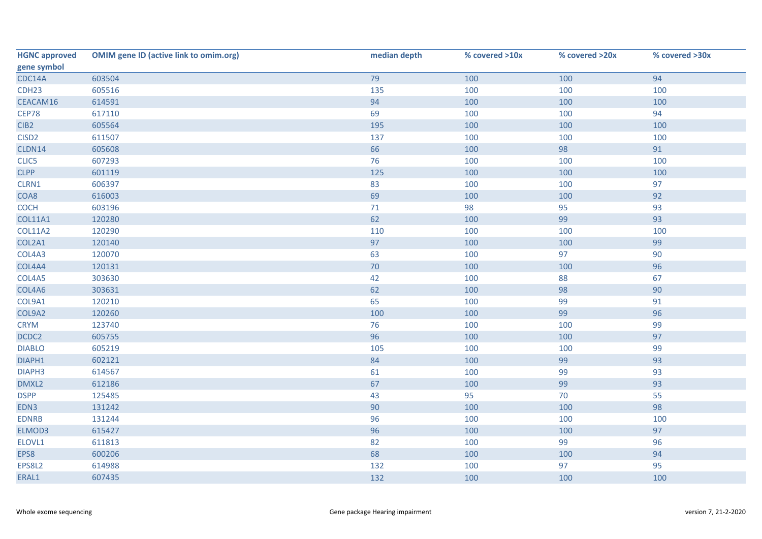| HGNC approved gene symbol | OMIM gene ID (active link to omim.org) | median depth | % covered >10x | % covered >20x | % covered >30x |
|---|---|---|---|---|---|
| CDC14A | 603504 | 79 | 100 | 100 | 94 |
| CDH23 | 605516 | 135 | 100 | 100 | 100 |
| CEACAM16 | 614591 | 94 | 100 | 100 | 100 |
| CEP78 | 617110 | 69 | 100 | 100 | 94 |
| CIB2 | 605564 | 195 | 100 | 100 | 100 |
| CISD2 | 611507 | 137 | 100 | 100 | 100 |
| CLDN14 | 605608 | 66 | 100 | 98 | 91 |
| CLIC5 | 607293 | 76 | 100 | 100 | 100 |
| CLPP | 601119 | 125 | 100 | 100 | 100 |
| CLRN1 | 606397 | 83 | 100 | 100 | 97 |
| COA8 | 616003 | 69 | 100 | 100 | 92 |
| COCH | 603196 | 71 | 98 | 95 | 93 |
| COL11A1 | 120280 | 62 | 100 | 99 | 93 |
| COL11A2 | 120290 | 110 | 100 | 100 | 100 |
| COL2A1 | 120140 | 97 | 100 | 100 | 99 |
| COL4A3 | 120070 | 63 | 100 | 97 | 90 |
| COL4A4 | 120131 | 70 | 100 | 100 | 96 |
| COL4A5 | 303630 | 42 | 100 | 88 | 67 |
| COL4A6 | 303631 | 62 | 100 | 98 | 90 |
| COL9A1 | 120210 | 65 | 100 | 99 | 91 |
| COL9A2 | 120260 | 100 | 100 | 99 | 96 |
| CRYM | 123740 | 76 | 100 | 100 | 99 |
| DCDC2 | 605755 | 96 | 100 | 100 | 97 |
| DIABLO | 605219 | 105 | 100 | 100 | 99 |
| DIAPH1 | 602121 | 84 | 100 | 99 | 93 |
| DIAPH3 | 614567 | 61 | 100 | 99 | 93 |
| DMXL2 | 612186 | 67 | 100 | 99 | 93 |
| DSPP | 125485 | 43 | 95 | 70 | 55 |
| EDN3 | 131242 | 90 | 100 | 100 | 98 |
| EDNRB | 131244 | 96 | 100 | 100 | 100 |
| ELMOD3 | 615427 | 96 | 100 | 100 | 97 |
| ELOVL1 | 611813 | 82 | 100 | 99 | 96 |
| EPS8 | 600206 | 68 | 100 | 100 | 94 |
| EPS8L2 | 614988 | 132 | 100 | 97 | 95 |
| ERAL1 | 607435 | 132 | 100 | 100 | 100 |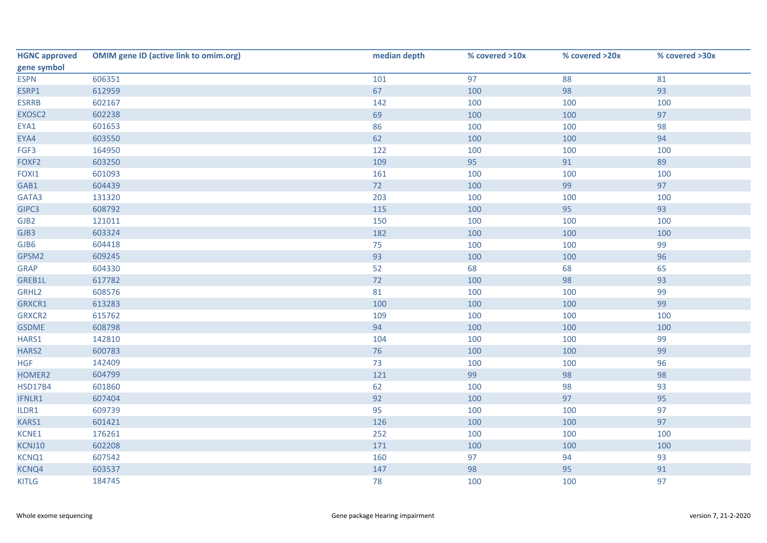| HGNC approved gene symbol | OMIM gene ID (active link to omim.org) | median depth | % covered >10x | % covered >20x | % covered >30x |
|---|---|---|---|---|---|
| ESPN | 606351 | 101 | 97 | 88 | 81 |
| ESRP1 | 612959 | 67 | 100 | 98 | 93 |
| ESRRB | 602167 | 142 | 100 | 100 | 100 |
| EXOSC2 | 602238 | 69 | 100 | 100 | 97 |
| EYA1 | 601653 | 86 | 100 | 100 | 98 |
| EYA4 | 603550 | 62 | 100 | 100 | 94 |
| FGF3 | 164950 | 122 | 100 | 100 | 100 |
| FOXF2 | 603250 | 109 | 95 | 91 | 89 |
| FOXI1 | 601093 | 161 | 100 | 100 | 100 |
| GAB1 | 604439 | 72 | 100 | 99 | 97 |
| GATA3 | 131320 | 203 | 100 | 100 | 100 |
| GIPC3 | 608792 | 115 | 100 | 95 | 93 |
| GJB2 | 121011 | 150 | 100 | 100 | 100 |
| GJB3 | 603324 | 182 | 100 | 100 | 100 |
| GJB6 | 604418 | 75 | 100 | 100 | 99 |
| GPSM2 | 609245 | 93 | 100 | 100 | 96 |
| GRAP | 604330 | 52 | 68 | 68 | 65 |
| GREB1L | 617782 | 72 | 100 | 98 | 93 |
| GRHL2 | 608576 | 81 | 100 | 100 | 99 |
| GRXCR1 | 613283 | 100 | 100 | 100 | 99 |
| GRXCR2 | 615762 | 109 | 100 | 100 | 100 |
| GSDME | 608798 | 94 | 100 | 100 | 100 |
| HARS1 | 142810 | 104 | 100 | 100 | 99 |
| HARS2 | 600783 | 76 | 100 | 100 | 99 |
| HGF | 142409 | 73 | 100 | 100 | 96 |
| HOMER2 | 604799 | 121 | 99 | 98 | 98 |
| HSD17B4 | 601860 | 62 | 100 | 98 | 93 |
| IFNLR1 | 607404 | 92 | 100 | 97 | 95 |
| ILDR1 | 609739 | 95 | 100 | 100 | 97 |
| KARS1 | 601421 | 126 | 100 | 100 | 97 |
| KCNE1 | 176261 | 252 | 100 | 100 | 100 |
| KCNJ10 | 602208 | 171 | 100 | 100 | 100 |
| KCNQ1 | 607542 | 160 | 97 | 94 | 93 |
| KCNQ4 | 603537 | 147 | 98 | 95 | 91 |
| KITLG | 184745 | 78 | 100 | 100 | 97 |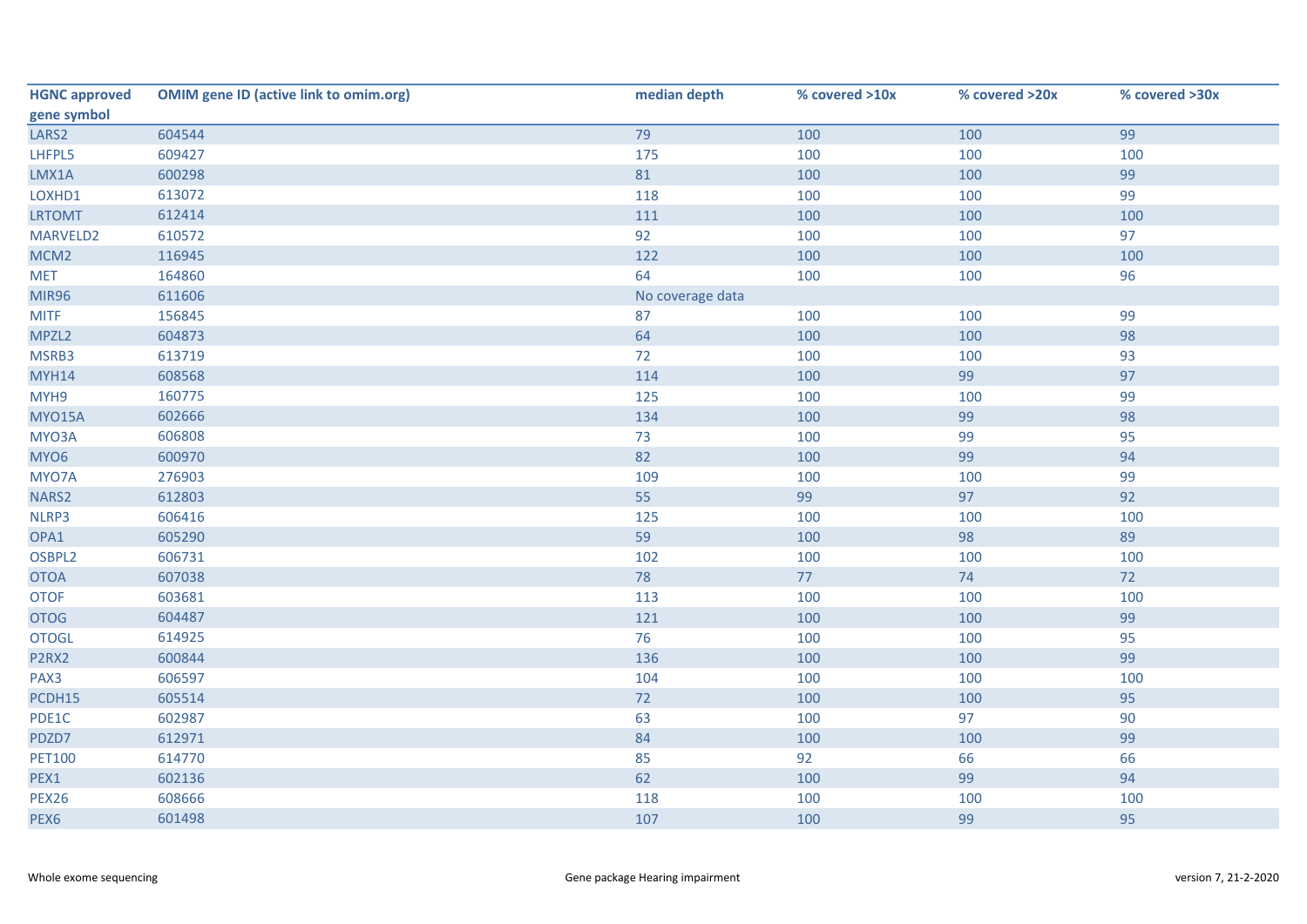| HGNC approved gene symbol | OMIM gene ID (active link to omim.org) | median depth | % covered >10x | % covered >20x | % covered >30x |
|---|---|---|---|---|---|
| LARS2 | 604544 | 79 | 100 | 100 | 99 |
| LHFPL5 | 609427 | 175 | 100 | 100 | 100 |
| LMX1A | 600298 | 81 | 100 | 100 | 99 |
| LOXHD1 | 613072 | 118 | 100 | 100 | 99 |
| LRTOMT | 612414 | 111 | 100 | 100 | 100 |
| MARVELD2 | 610572 | 92 | 100 | 100 | 97 |
| MCM2 | 116945 | 122 | 100 | 100 | 100 |
| MET | 164860 | 64 | 100 | 100 | 96 |
| MIR96 | 611606 | No coverage data | | | |
| MITF | 156845 | 87 | 100 | 100 | 99 |
| MPZL2 | 604873 | 64 | 100 | 100 | 98 |
| MSRB3 | 613719 | 72 | 100 | 100 | 93 |
| MYH14 | 608568 | 114 | 100 | 99 | 97 |
| MYH9 | 160775 | 125 | 100 | 100 | 99 |
| MYO15A | 602666 | 134 | 100 | 99 | 98 |
| MYO3A | 606808 | 73 | 100 | 99 | 95 |
| MYO6 | 600970 | 82 | 100 | 99 | 94 |
| MYO7A | 276903 | 109 | 100 | 100 | 99 |
| NARS2 | 612803 | 55 | 99 | 97 | 92 |
| NLRP3 | 606416 | 125 | 100 | 100 | 100 |
| OPA1 | 605290 | 59 | 100 | 98 | 89 |
| OSBPL2 | 606731 | 102 | 100 | 100 | 100 |
| OTOA | 607038 | 78 | 77 | 74 | 72 |
| OTOF | 603681 | 113 | 100 | 100 | 100 |
| OTOG | 604487 | 121 | 100 | 100 | 99 |
| OTOGL | 614925 | 76 | 100 | 100 | 95 |
| P2RX2 | 600844 | 136 | 100 | 100 | 99 |
| PAX3 | 606597 | 104 | 100 | 100 | 100 |
| PCDH15 | 605514 | 72 | 100 | 100 | 95 |
| PDE1C | 602987 | 63 | 100 | 97 | 90 |
| PDZD7 | 612971 | 84 | 100 | 100 | 99 |
| PET100 | 614770 | 85 | 92 | 66 | 66 |
| PEX1 | 602136 | 62 | 100 | 99 | 94 |
| PEX26 | 608666 | 118 | 100 | 100 | 100 |
| PEX6 | 601498 | 107 | 100 | 99 | 95 |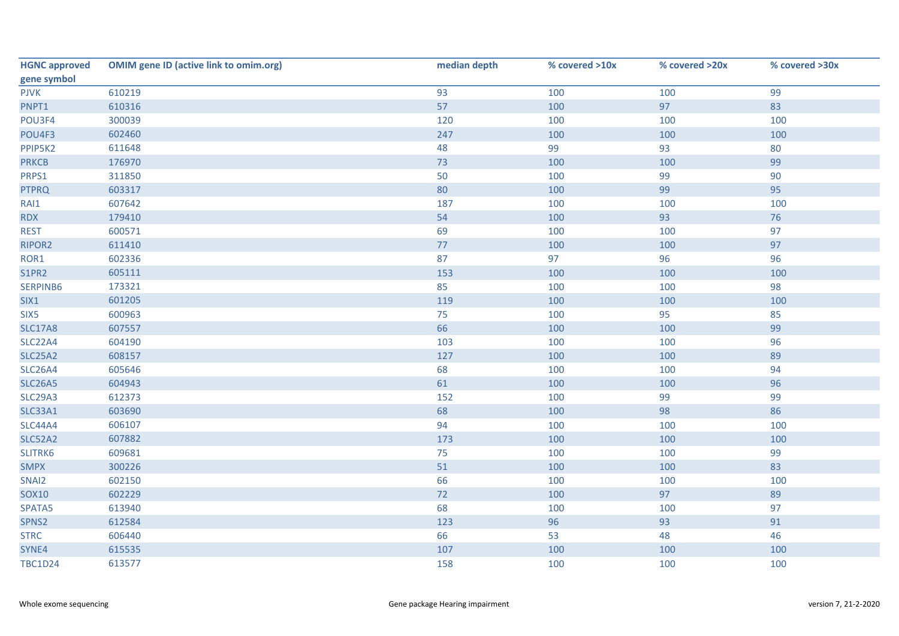| HGNC approved gene symbol | OMIM gene ID (active link to omim.org) | median depth | % covered >10x | % covered >20x | % covered >30x |
|---|---|---|---|---|---|
| PJVK | 610219 | 93 | 100 | 100 | 99 |
| PNPT1 | 610316 | 57 | 100 | 97 | 83 |
| POU3F4 | 300039 | 120 | 100 | 100 | 100 |
| POU4F3 | 602460 | 247 | 100 | 100 | 100 |
| PPIP5K2 | 611648 | 48 | 99 | 93 | 80 |
| PRKCB | 176970 | 73 | 100 | 100 | 99 |
| PRPS1 | 311850 | 50 | 100 | 99 | 90 |
| PTPRQ | 603317 | 80 | 100 | 99 | 95 |
| RAI1 | 607642 | 187 | 100 | 100 | 100 |
| RDX | 179410 | 54 | 100 | 93 | 76 |
| REST | 600571 | 69 | 100 | 100 | 97 |
| RIPOR2 | 611410 | 77 | 100 | 100 | 97 |
| ROR1 | 602336 | 87 | 97 | 96 | 96 |
| S1PR2 | 605111 | 153 | 100 | 100 | 100 |
| SERPINB6 | 173321 | 85 | 100 | 100 | 98 |
| SIX1 | 601205 | 119 | 100 | 100 | 100 |
| SIX5 | 600963 | 75 | 100 | 95 | 85 |
| SLC17A8 | 607557 | 66 | 100 | 100 | 99 |
| SLC22A4 | 604190 | 103 | 100 | 100 | 96 |
| SLC25A2 | 608157 | 127 | 100 | 100 | 89 |
| SLC26A4 | 605646 | 68 | 100 | 100 | 94 |
| SLC26A5 | 604943 | 61 | 100 | 100 | 96 |
| SLC29A3 | 612373 | 152 | 100 | 99 | 99 |
| SLC33A1 | 603690 | 68 | 100 | 98 | 86 |
| SLC44A4 | 606107 | 94 | 100 | 100 | 100 |
| SLC52A2 | 607882 | 173 | 100 | 100 | 100 |
| SLITRK6 | 609681 | 75 | 100 | 100 | 99 |
| SMPX | 300226 | 51 | 100 | 100 | 83 |
| SNAI2 | 602150 | 66 | 100 | 100 | 100 |
| SOX10 | 602229 | 72 | 100 | 97 | 89 |
| SPATA5 | 613940 | 68 | 100 | 100 | 97 |
| SPNS2 | 612584 | 123 | 96 | 93 | 91 |
| STRC | 606440 | 66 | 53 | 48 | 46 |
| SYNE4 | 615535 | 107 | 100 | 100 | 100 |
| TBC1D24 | 613577 | 158 | 100 | 100 | 100 |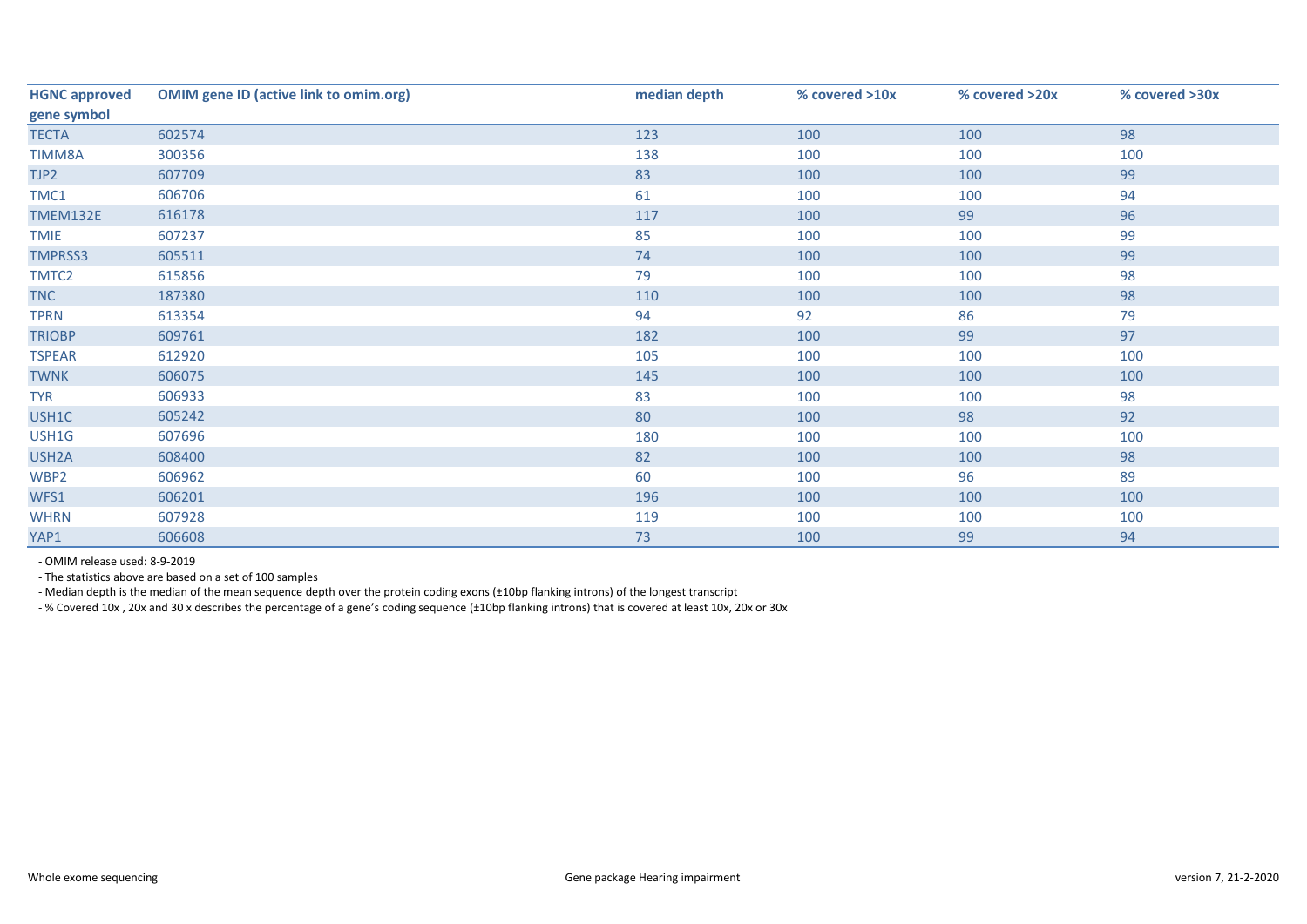| HGNC approved gene symbol | OMIM gene ID (active link to omim.org) | median depth | % covered >10x | % covered >20x | % covered >30x |
|---|---|---|---|---|---|
| TECTA | 602574 | 123 | 100 | 100 | 98 |
| TIMM8A | 300356 | 138 | 100 | 100 | 100 |
| TJP2 | 607709 | 83 | 100 | 100 | 99 |
| TMC1 | 606706 | 61 | 100 | 100 | 94 |
| TMEM132E | 616178 | 117 | 100 | 99 | 96 |
| TMIE | 607237 | 85 | 100 | 100 | 99 |
| TMPRSS3 | 605511 | 74 | 100 | 100 | 99 |
| TMTC2 | 615856 | 79 | 100 | 100 | 98 |
| TNC | 187380 | 110 | 100 | 100 | 98 |
| TPRN | 613354 | 94 | 92 | 86 | 79 |
| TRIOBP | 609761 | 182 | 100 | 99 | 97 |
| TSPEAR | 612920 | 105 | 100 | 100 | 100 |
| TWNK | 606075 | 145 | 100 | 100 | 100 |
| TYR | 606933 | 83 | 100 | 100 | 98 |
| USH1C | 605242 | 80 | 100 | 98 | 92 |
| USH1G | 607696 | 180 | 100 | 100 | 100 |
| USH2A | 608400 | 82 | 100 | 100 | 98 |
| WBP2 | 606962 | 60 | 100 | 96 | 89 |
| WFS1 | 606201 | 196 | 100 | 100 | 100 |
| WHRN | 607928 | 119 | 100 | 100 | 100 |
| YAP1 | 606608 | 73 | 100 | 99 | 94 |

- OMIM release used: 8-9-2019
- The statistics above are based on a set of 100 samples
- Median depth is the median of the mean sequence depth over the protein coding exons (±10bp flanking introns) of the longest transcript
- % Covered 10x , 20x and 30 x describes the percentage of a gene's coding sequence (±10bp flanking introns) that is covered at least 10x, 20x or 30x